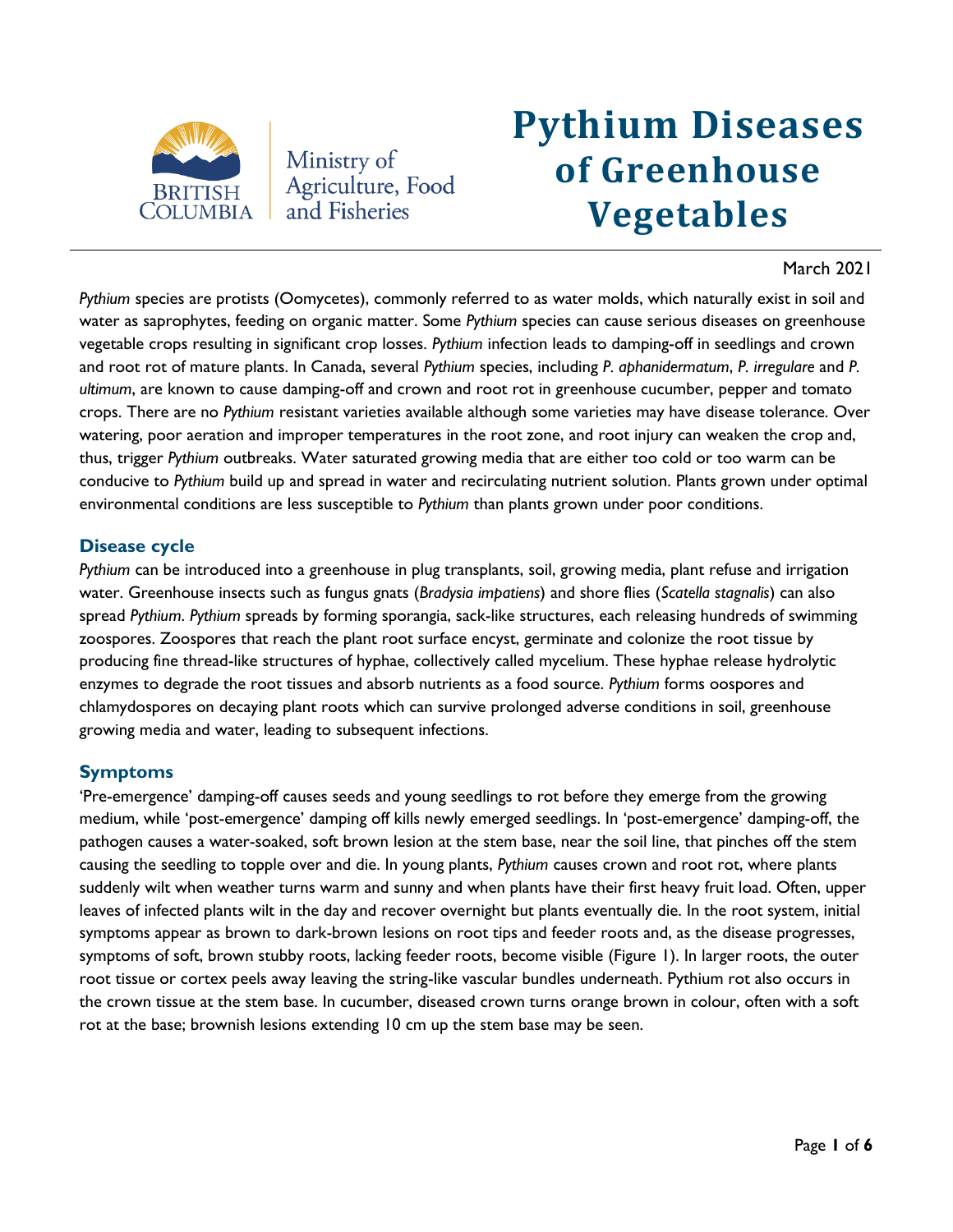# Pythium Diseases of Greenhouse Vegetables

Ministry of Agriculture, Food and Fisheries

March 2021

*Pythium* species are protists (Oomycetes), commonly referred to as water molds, which naturally exist in soil and water as saprophytes, feeding on organic matter. Some *Pythium* species can cause serious diseases on greenhouse vegetable crops resulting in significant crop losses. *Pythium* infection leads to damping-off in seedlings and crown and root rot of mature plants. In Canada, several *Pythium* species, including *P. aphanidermatum*, *P. irregulare* and *P. ultimum*, are known to cause damping-off and crown and root rot in greenhouse cucumber, pepper and tomato crops. There are no *Pythium* resistant varieties available although some varieties may have disease tolerance. Over watering, poor aeration and improper temperatures in the root zone, and root injury can weaken the crop and, thus, trigger *Pythium* outbreaks. Water saturated growing media that are either too cold or too warm can be conducive to *Pythium* build up and spread in water and recirculating nutrient solution. Plants grown under optimal environmental conditions are less susceptible to *Pythium* than plants grown under poor conditions.

## Disease cycle

*Pythium* can be introduced into a greenhouse in plug transplants, soil, growing media, plant refuse and irrigation water. Greenhouse insects such as fungus gnats (*Bradysia impatiens*) and shore flies (*Scatella stagnalis*) can also spread *Pythium*. *Pythium* spreads by forming sporangia, sack-like structures, each releasing hundreds of swimming zoospores. Zoospores that reach the plant root surface encyst, germinate and colonize the root tissue by producing fine thread-like structures of hyphae, collectively called mycelium. These hyphae release hydrolytic enzymes to degrade the root tissues and absorb nutrients as a food source. *Pythium* forms oospores and chlamydospores on decaying plant roots which can survive prolonged adverse conditions in soil, greenhouse growing media and water, leading to subsequent infections.

## Symptoms

'Pre-emergence' damping-off causes seeds and young seedlings to rot before they emerge from the growing medium, while 'post-emergence' damping off kills newly emerged seedlings. In 'post-emergence' damping-off, the pathogen causes a water-soaked, soft brown lesion at the stem base, near the soil line, that pinches off the stem causing the seedling to topple over and die. In young plants, *Pythium* causes crown and root rot, where plants suddenly wilt when weather turns warm and sunny and when plants have their first heavy fruit load. Often, upper leaves of infected plants wilt in the day and recover overnight but plants eventually die. In the root system, initial symptoms appear as brown to dark-brown lesions on root tips and feeder roots and, as the disease progresses, symptoms of soft, brown stubby roots, lacking feeder roots, become visible (Figure 1). In larger roots, the outer root tissue or cortex peels away leaving the string-like vascular bundles underneath. Pythium rot also occurs in the crown tissue at the stem base. In cucumber, diseased crown turns orange brown in colour, often with a soft rot at the base; brownish lesions extending 10 cm up the stem base may be seen.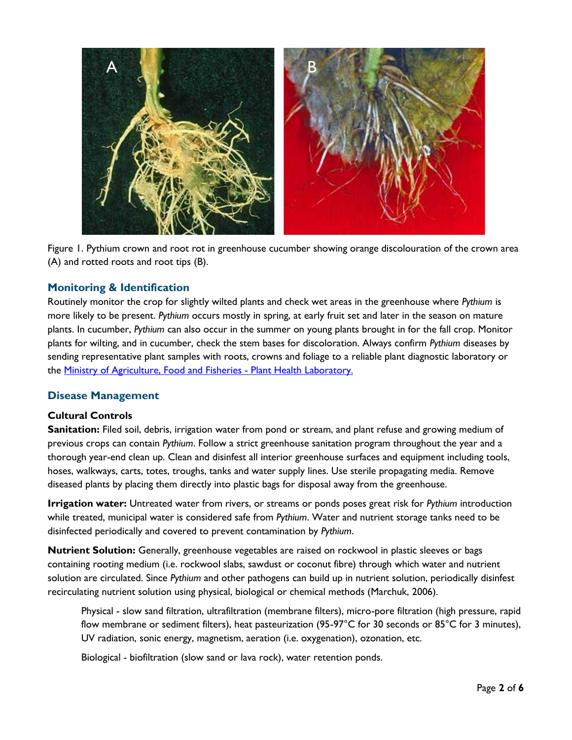Figure 1. Pythium crown and root rot in greenhouse cucumber showing orange discolouration of the crown area (A) and rotted roots and root tips (B).

## Monitoring & Identification

Routinely monitor the crop for slightly wilted plants and check wet areas in the greenhouse where *Pythium* is more likely to be present. *Pythium* occurs mostly in spring, at early fruit set and later in the season on mature plants. In cucumber, *Pythium* can also occur in the summer on young plants brought in for the fall crop. Monitor plants for wilting, and in cucumber, check the stem bases for discoloration. Always confirm *Pythium* diseases by sending representative plant samples with roots, crowns and foliage to a reliable plant diagnostic laboratory or the Ministry of Agriculture, Food and Fisheries - Plant Health Laboratory.

## Disease Management

### Cultural Controls

**Sanitation:** Filed soil, debris, irrigation water from pond or stream, and plant refuse and growing medium of previous crops can contain *Pythium*. Follow a strict greenhouse sanitation program throughout the year and a thorough year-end clean up. Clean and disinfest all interior greenhouse surfaces and equipment including tools, hoses, walkways, carts, totes, troughs, tanks and water supply lines. Use sterile propagating media. Remove diseased plants by placing them directly into plastic bags for disposal away from the greenhouse.

**Irrigation water:** Untreated water from rivers, or streams or ponds poses great risk for *Pythium* introduction while treated, municipal water is considered safe from *Pythium*. Water and nutrient storage tanks need to be disinfected periodically and covered to prevent contamination by *Pythium*.

**Nutrient Solution:** Generally, greenhouse vegetables are raised on rockwool in plastic sleeves or bags containing rooting medium (i.e. rockwool slabs, sawdust or coconut fibre) through which water and nutrient solution are circulated. Since *Pythium* and other pathogens can build up in nutrient solution, periodically disinfest recirculating nutrient solution using physical, biological or chemical methods (Marchuk, 2006).

Physical - slow sand filtration, ultrafiltration (membrane filters), micro-pore filtration (high pressure, rapid flow membrane or sediment filters), heat pasteurization (95-97°C for 30 seconds or 85°C for 3 minutes), UV radiation, sonic energy, magnetism, aeration (i.e. oxygenation), ozonation, etc.

Biological - biofiltration (slow sand or lava rock), water retention ponds.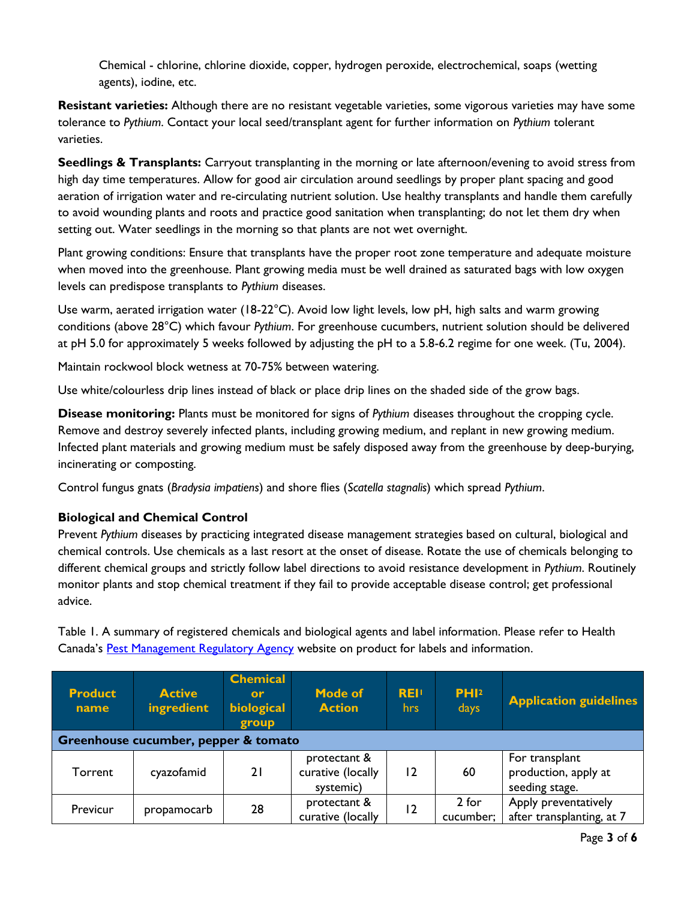Chemical - chlorine, chlorine dioxide, copper, hydrogen peroxide, electrochemical, soaps (wetting agents), iodine, etc.

**Resistant varieties:** Although there are no resistant vegetable varieties, some vigorous varieties may have some tolerance to *Pythium*. Contact your local seed/transplant agent for further information on *Pythium* tolerant varieties.

**Seedlings & Transplants:** Carryout transplanting in the morning or late afternoon/evening to avoid stress from high day time temperatures. Allow for good air circulation around seedlings by proper plant spacing and good aeration of irrigation water and re-circulating nutrient solution. Use healthy transplants and handle them carefully to avoid wounding plants and roots and practice good sanitation when transplanting; do not let them dry when setting out. Water seedlings in the morning so that plants are not wet overnight.

Plant growing conditions: Ensure that transplants have the proper root zone temperature and adequate moisture when moved into the greenhouse. Plant growing media must be well drained as saturated bags with low oxygen levels can predispose transplants to *Pythium* diseases.

Use warm, aerated irrigation water (18-22°C). Avoid low light levels, low pH, high salts and warm growing conditions (above 28°C) which favour *Pythium*. For greenhouse cucumbers, nutrient solution should be delivered at pH 5.0 for approximately 5 weeks followed by adjusting the pH to a 5.8-6.2 regime for one week. (Tu, 2004).

Maintain rockwool block wetness at 70-75% between watering.

Use white/colourless drip lines instead of black or place drip lines on the shaded side of the grow bags.

**Disease monitoring:** Plants must be monitored for signs of *Pythium* diseases throughout the cropping cycle. Remove and destroy severely infected plants, including growing medium, and replant in new growing medium. Infected plant materials and growing medium must be safely disposed away from the greenhouse by deep-burying, incinerating or composting.

Control fungus gnats (*Bradysia impatiens*) and shore flies (*Scatella stagnalis*) which spread *Pythium*.

### Biological and Chemical Control

Prevent *Pythium* diseases by practicing integrated disease management strategies based on cultural, biological and chemical controls. Use chemicals as a last resort at the onset of disease. Rotate the use of chemicals belonging to different chemical groups and strictly follow label directions to avoid resistance development in *Pythium*. Routinely monitor plants and stop chemical treatment if they fail to provide acceptable disease control; get professional advice.

Table 1. A summary of registered chemicals and biological agents and label information. Please refer to Health Canada's Pest Management Regulatory Agency website on product for labels and information.

| Product name | Active ingredient | Chemical or biological group | Mode of Action | REI[1] hrs | PHI[2] days | Application guidelines |
|---|---|---|---|---|---|---|
| **Greenhouse cucumber, pepper & tomato** | | | | | | |
| Torrent | cyazofamid | 21 | protectant & curative (locally systemic) | 12 | 60 | For transplant production, apply at seeding stage. |
| Previcur | propamocarb | 28 | protectant & curative (locally | 12 | 2 for cucumber; | Apply preventatively after transplanting, at 7 |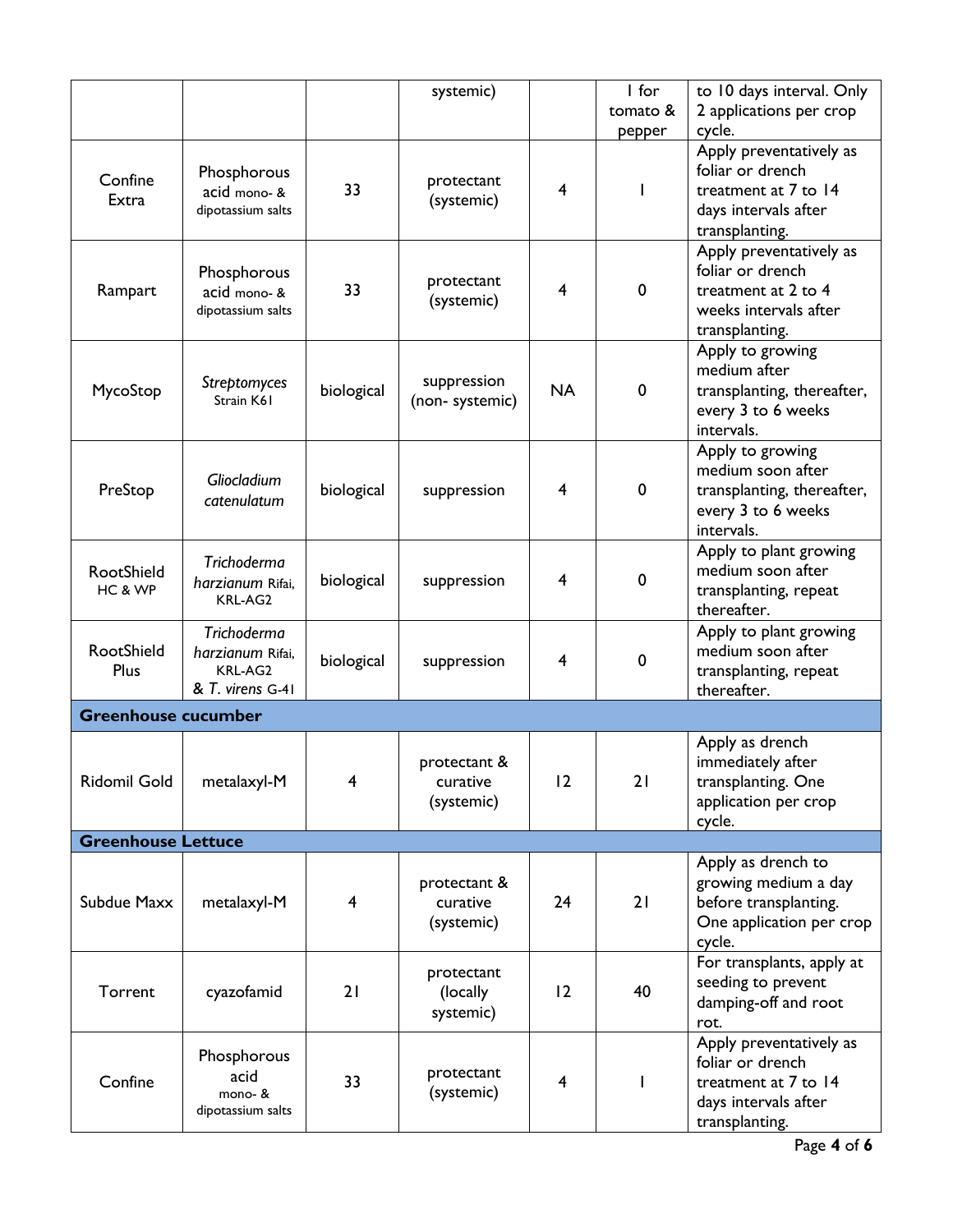| | | | systemic) | | 1 for tomato & pepper | to 10 days interval. Only 2 applications per crop cycle. |
|---|---|---|---|---|---|---|
| Confine Extra | Phosphorous acid mono- & dipotassium salts | 33 | protectant (systemic) | 4 | 1 | Apply preventatively as foliar or drench treatment at 7 to 14 days intervals after transplanting. |
| Rampart | Phosphorous acid mono- & dipotassium salts | 33 | protectant (systemic) | 4 | 0 | Apply preventatively as foliar or drench treatment at 2 to 4 weeks intervals after transplanting. |
| MycoStop | *Streptomyces* Strain K61 | biological | suppression (non- systemic) | NA | 0 | Apply to growing medium after transplanting, thereafter, every 3 to 6 weeks intervals. |
| PreStop | *Gliocladium catenulatum* | biological | suppression | 4 | 0 | Apply to growing medium soon after transplanting, thereafter, every 3 to 6 weeks intervals. |
| RootShield HC & WP | *Trichoderma harzianum* Rifai, KRL-AG2 | biological | suppression | 4 | 0 | Apply to plant growing medium soon after transplanting, repeat thereafter. |
| RootShield Plus | *Trichoderma harzianum* Rifai, KRL-AG2 & *T. virens* G-41 | biological | suppression | 4 | 0 | Apply to plant growing medium soon after transplanting, repeat thereafter. |
| **Greenhouse cucumber** | | | | | | |
| Ridomil Gold | metalaxyl-M | 4 | protectant & curative (systemic) | 12 | 21 | Apply as drench immediately after transplanting. One application per crop cycle. |
| **Greenhouse Lettuce** | | | | | | |
| Subdue Maxx | metalaxyl-M | 4 | protectant & curative (systemic) | 24 | 21 | Apply as drench to growing medium a day before transplanting. One application per crop cycle. |
| Torrent | cyazofamid | 21 | protectant (locally systemic) | 12 | 40 | For transplants, apply at seeding to prevent damping-off and root rot. |
| Confine | Phosphorous acid mono- & dipotassium salts | 33 | protectant (systemic) | 4 | 1 | Apply preventatively as foliar or drench treatment at 7 to 14 days intervals after transplanting. |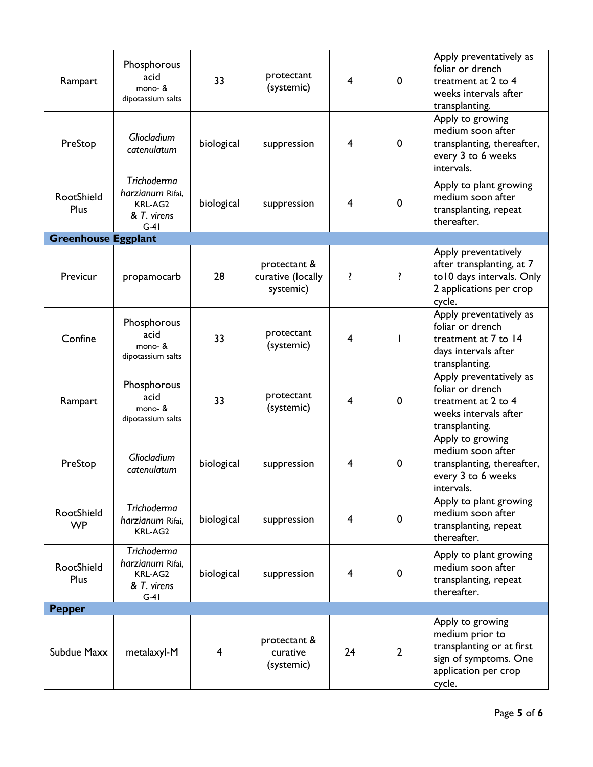| | | | | | | |
|---|---|---|---|---|---|---|
| Rampart | Phosphorous acid mono- & dipotassium salts | 33 | protectant (systemic) | 4 | 0 | Apply preventatively as foliar or drench treatment at 2 to 4 weeks intervals after transplanting. |
| PreStop | *Gliocladium catenulatum* | biological | suppression | 4 | 0 | Apply to growing medium soon after transplanting, thereafter, every 3 to 6 weeks intervals. |
| RootShield Plus | *Trichoderma harzianum* Rifai, KRL-AG2 & *T. virens* G-41 | biological | suppression | 4 | 0 | Apply to plant growing medium soon after transplanting, repeat thereafter. |
| **Greenhouse Eggplant** | | | | | | |
| Previcur | propamocarb | 28 | protectant & curative (locally systemic) | ? | ? | Apply preventatively after transplanting, at 7 to10 days intervals. Only 2 applications per crop cycle. |
| Confine | Phosphorous acid mono- & dipotassium salts | 33 | protectant (systemic) | 4 | 1 | Apply preventatively as foliar or drench treatment at 7 to 14 days intervals after transplanting. |
| Rampart | Phosphorous acid mono- & dipotassium salts | 33 | protectant (systemic) | 4 | 0 | Apply preventatively as foliar or drench treatment at 2 to 4 weeks intervals after transplanting. |
| PreStop | *Gliocladium catenulatum* | biological | suppression | 4 | 0 | Apply to growing medium soon after transplanting, thereafter, every 3 to 6 weeks intervals. |
| RootShield WP | *Trichoderma harzianum* Rifai, KRL-AG2 | biological | suppression | 4 | 0 | Apply to plant growing medium soon after transplanting, repeat thereafter. |
| RootShield Plus | *Trichoderma harzianum* Rifai, KRL-AG2 & *T. virens* G-41 | biological | suppression | 4 | 0 | Apply to plant growing medium soon after transplanting, repeat thereafter. |
| **Pepper** | | | | | | |
| Subdue Maxx | metalaxyl-M | 4 | protectant & curative (systemic) | 24 | 2 | Apply to growing medium prior to transplanting or at first sign of symptoms. One application per crop cycle. |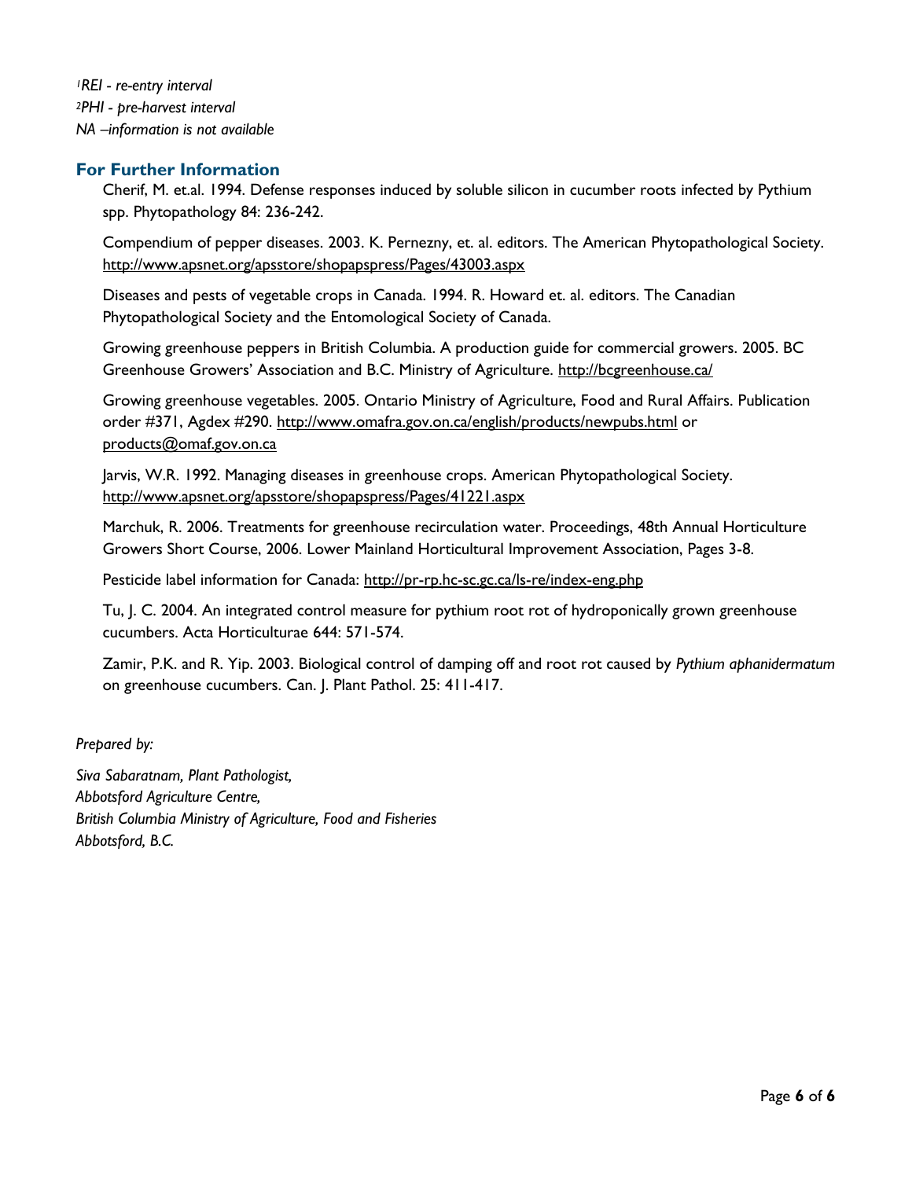*[1]REI - re-entry interval*
*[2]PHI - pre-harvest interval*
*NA –information is not available*

## For Further Information

Cherif, M. et.al. 1994. Defense responses induced by soluble silicon in cucumber roots infected by Pythium spp. Phytopathology 84: 236-242.

Compendium of pepper diseases. 2003. K. Pernezny, et. al. editors. The American Phytopathological Society. http://www.apsnet.org/apsstore/shopapspress/Pages/43003.aspx

Diseases and pests of vegetable crops in Canada. 1994. R. Howard et. al. editors. The Canadian Phytopathological Society and the Entomological Society of Canada.

Growing greenhouse peppers in British Columbia. A production guide for commercial growers. 2005. BC Greenhouse Growers' Association and B.C. Ministry of Agriculture. http://bcgreenhouse.ca/

Growing greenhouse vegetables. 2005. Ontario Ministry of Agriculture, Food and Rural Affairs. Publication order #371, Agdex #290. http://www.omafra.gov.on.ca/english/products/newpubs.html or products@omaf.gov.on.ca

Jarvis, W.R. 1992. Managing diseases in greenhouse crops. American Phytopathological Society. http://www.apsnet.org/apsstore/shopapspress/Pages/41221.aspx

Marchuk, R. 2006. Treatments for greenhouse recirculation water. Proceedings, 48th Annual Horticulture Growers Short Course, 2006. Lower Mainland Horticultural Improvement Association, Pages 3-8.

Pesticide label information for Canada: http://pr-rp.hc-sc.gc.ca/ls-re/index-eng.php

Tu, J. C. 2004. An integrated control measure for pythium root rot of hydroponically grown greenhouse cucumbers. Acta Horticulturae 644: 571-574.

Zamir, P.K. and R. Yip. 2003. Biological control of damping off and root rot caused by *Pythium aphanidermatum* on greenhouse cucumbers. Can. J. Plant Pathol. 25: 411-417.

*Prepared by:*

*Siva Sabaratnam, Plant Pathologist,*
*Abbotsford Agriculture Centre,*
*British Columbia Ministry of Agriculture, Food and Fisheries*
*Abbotsford, B.C.*